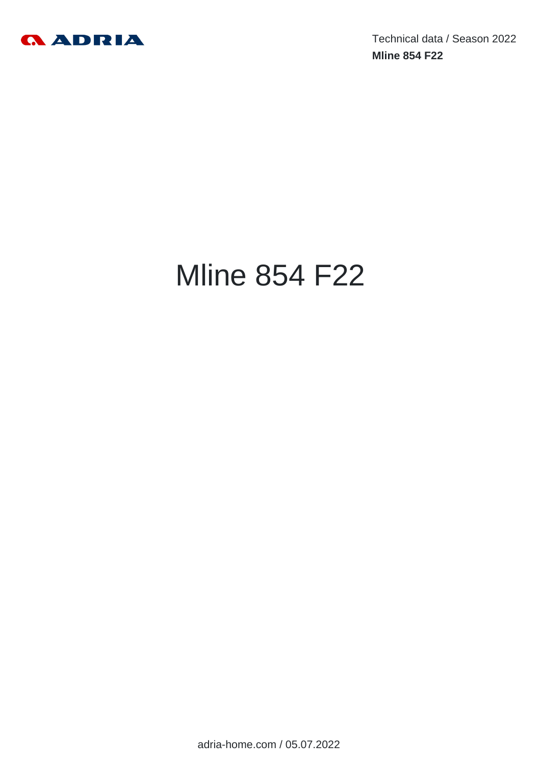Technical data / Season 2022

**Mline 854 F22**

# Mline 854 F22

adria-home.com / 05.07.2022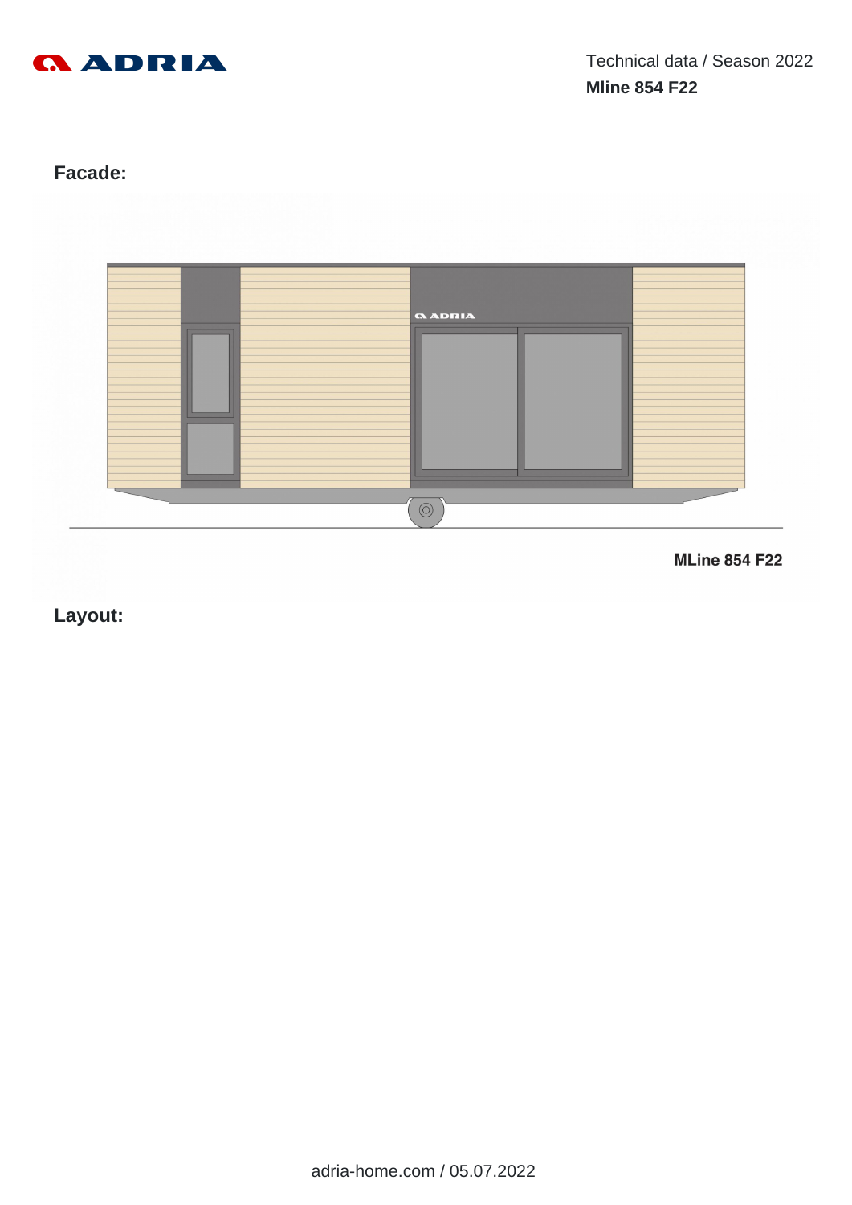Technical data / Season 2022

**Mline 854 F22**

## Facade:

MLine 854 F22

## Layout: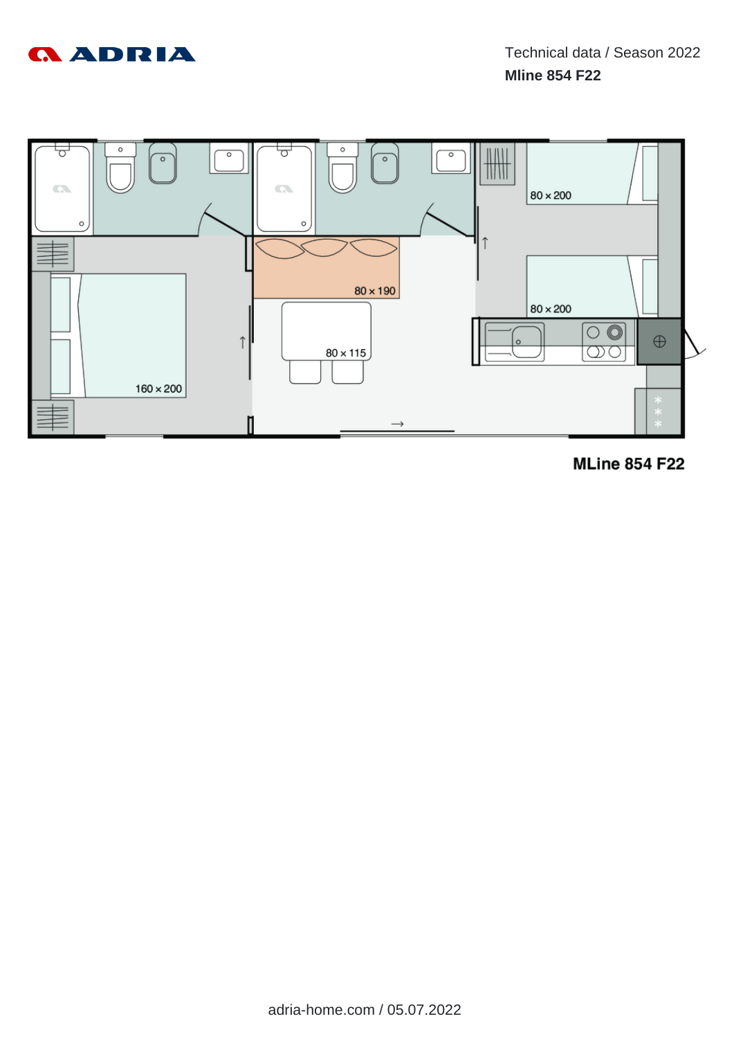Technical data / Season 2022

**Mline 854 F22**

80 × 200

80 × 190

80 × 200

80 × 115

160 × 200

**MLine 854 F22**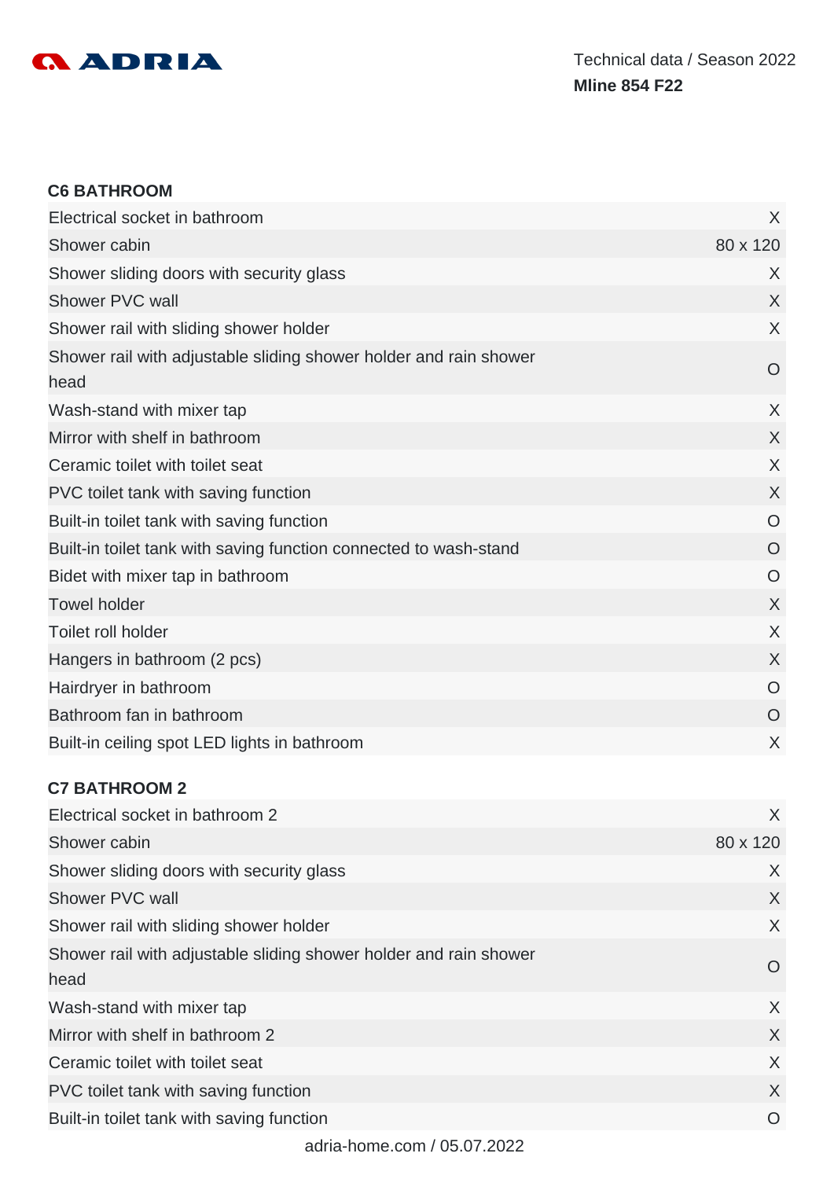### C6 BATHROOM

| | |
|---|---|
| Electrical socket in bathroom | X |
| Shower cabin | 80 x 120 |
| Shower sliding doors with security glass | X |
| Shower PVC wall | X |
| Shower rail with sliding shower holder | X |
| Shower rail with adjustable sliding shower holder and rain shower head | O |
| Wash-stand with mixer tap | X |
| Mirror with shelf in bathroom | X |
| Ceramic toilet with toilet seat | X |
| PVC toilet tank with saving function | X |
| Built-in toilet tank with saving function | O |
| Built-in toilet tank with saving function connected to wash-stand | O |
| Bidet with mixer tap in bathroom | O |
| Towel holder | X |
| Toilet roll holder | X |
| Hangers in bathroom (2 pcs) | X |
| Hairdryer in bathroom | O |
| Bathroom fan in bathroom | O |
| Built-in ceiling spot LED lights in bathroom | X |

### C7 BATHROOM 2

| | |
|---|---|
| Electrical socket in bathroom 2 | X |
| Shower cabin | 80 x 120 |
| Shower sliding doors with security glass | X |
| Shower PVC wall | X |
| Shower rail with sliding shower holder | X |
| Shower rail with adjustable sliding shower holder and rain shower head | O |
| Wash-stand with mixer tap | X |
| Mirror with shelf in bathroom 2 | X |
| Ceramic toilet with toilet seat | X |
| PVC toilet tank with saving function | X |
| Built-in toilet tank with saving function | O |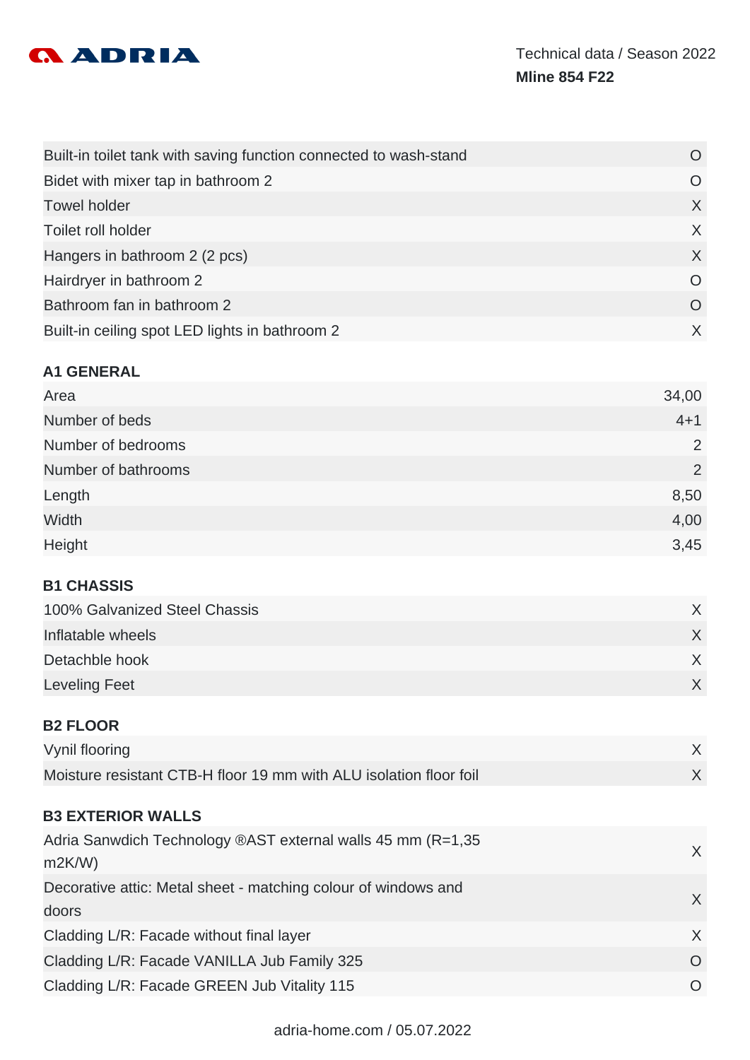| | |
|---|---|
| Built-in toilet tank with saving function connected to wash-stand | O |
| Bidet with mixer tap in bathroom 2 | O |
| Towel holder | X |
| Toilet roll holder | X |
| Hangers in bathroom 2 (2 pcs) | X |
| Hairdryer in bathroom 2 | O |
| Bathroom fan in bathroom 2 | O |
| Built-in ceiling spot LED lights in bathroom 2 | X |

### A1 GENERAL

| | |
|---|---|
| Area | 34,00 |
| Number of beds | 4+1 |
| Number of bedrooms | 2 |
| Number of bathrooms | 2 |
| Length | 8,50 |
| Width | 4,00 |
| Height | 3,45 |

### B1 CHASSIS

| | |
|---|---|
| 100% Galvanized Steel Chassis | X |
| Inflatable wheels | X |
| Detachble hook | X |
| Leveling Feet | X |

### B2 FLOOR

| | |
|---|---|
| Vynil flooring | X |
| Moisture resistant CTB-H floor 19 mm with ALU isolation floor foil | X |

### B3 EXTERIOR WALLS

| | |
|---|---|
| Adria Sanwdich Technology ®AST external walls 45 mm (R=1,35 m2K/W) | X |
| Decorative attic: Metal sheet - matching colour of windows and doors | X |
| Cladding L/R: Facade without final layer | X |
| Cladding L/R: Facade VANILLA Jub Family 325 | O |
| Cladding L/R: Facade GREEN Jub Vitality 115 | O |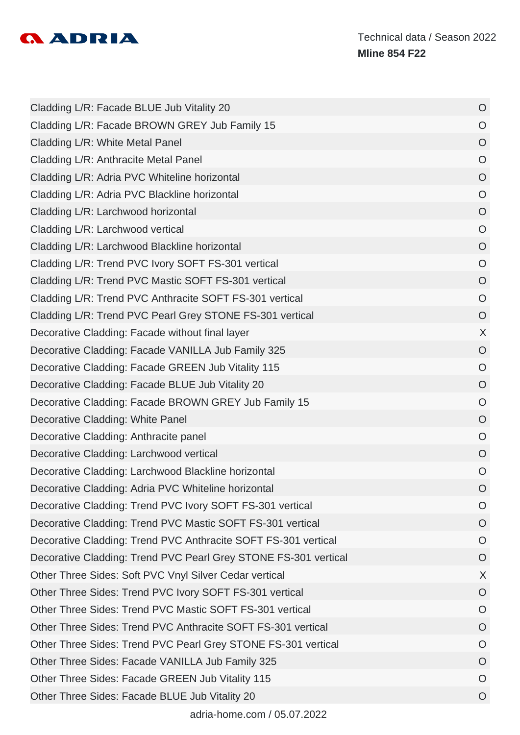| | |
|---|---|
| Cladding L/R: Facade BLUE Jub Vitality 20 | O |
| Cladding L/R: Facade BROWN GREY Jub Family 15 | O |
| Cladding L/R: White Metal Panel | O |
| Cladding L/R: Anthracite Metal Panel | O |
| Cladding L/R: Adria PVC Whiteline horizontal | O |
| Cladding L/R: Adria PVC Blackline horizontal | O |
| Cladding L/R: Larchwood horizontal | O |
| Cladding L/R: Larchwood vertical | O |
| Cladding L/R: Larchwood Blackline horizontal | O |
| Cladding L/R: Trend PVC Ivory SOFT FS-301 vertical | O |
| Cladding L/R: Trend PVC Mastic SOFT FS-301 vertical | O |
| Cladding L/R: Trend PVC Anthracite SOFT FS-301 vertical | O |
| Cladding L/R: Trend PVC Pearl Grey STONE FS-301 vertical | O |
| Decorative Cladding: Facade without final layer | X |
| Decorative Cladding: Facade VANILLA Jub Family 325 | O |
| Decorative Cladding: Facade GREEN Jub Vitality 115 | O |
| Decorative Cladding: Facade BLUE Jub Vitality 20 | O |
| Decorative Cladding: Facade BROWN GREY Jub Family 15 | O |
| Decorative Cladding: White Panel | O |
| Decorative Cladding: Anthracite panel | O |
| Decorative Cladding: Larchwood vertical | O |
| Decorative Cladding: Larchwood Blackline horizontal | O |
| Decorative Cladding: Adria PVC Whiteline horizontal | O |
| Decorative Cladding: Trend PVC Ivory SOFT FS-301 vertical | O |
| Decorative Cladding: Trend PVC Mastic SOFT FS-301 vertical | O |
| Decorative Cladding: Trend PVC Anthracite SOFT FS-301 vertical | O |
| Decorative Cladding: Trend PVC Pearl Grey STONE FS-301 vertical | O |
| Other Three Sides: Soft PVC Vnyl Silver Cedar vertical | X |
| Other Three Sides: Trend PVC Ivory SOFT FS-301 vertical | O |
| Other Three Sides: Trend PVC Mastic SOFT FS-301 vertical | O |
| Other Three Sides: Trend PVC Anthracite SOFT FS-301 vertical | O |
| Other Three Sides: Trend PVC Pearl Grey STONE FS-301 vertical | O |
| Other Three Sides: Facade VANILLA Jub Family 325 | O |
| Other Three Sides: Facade GREEN Jub Vitality 115 | O |
| Other Three Sides: Facade BLUE Jub Vitality 20 | O |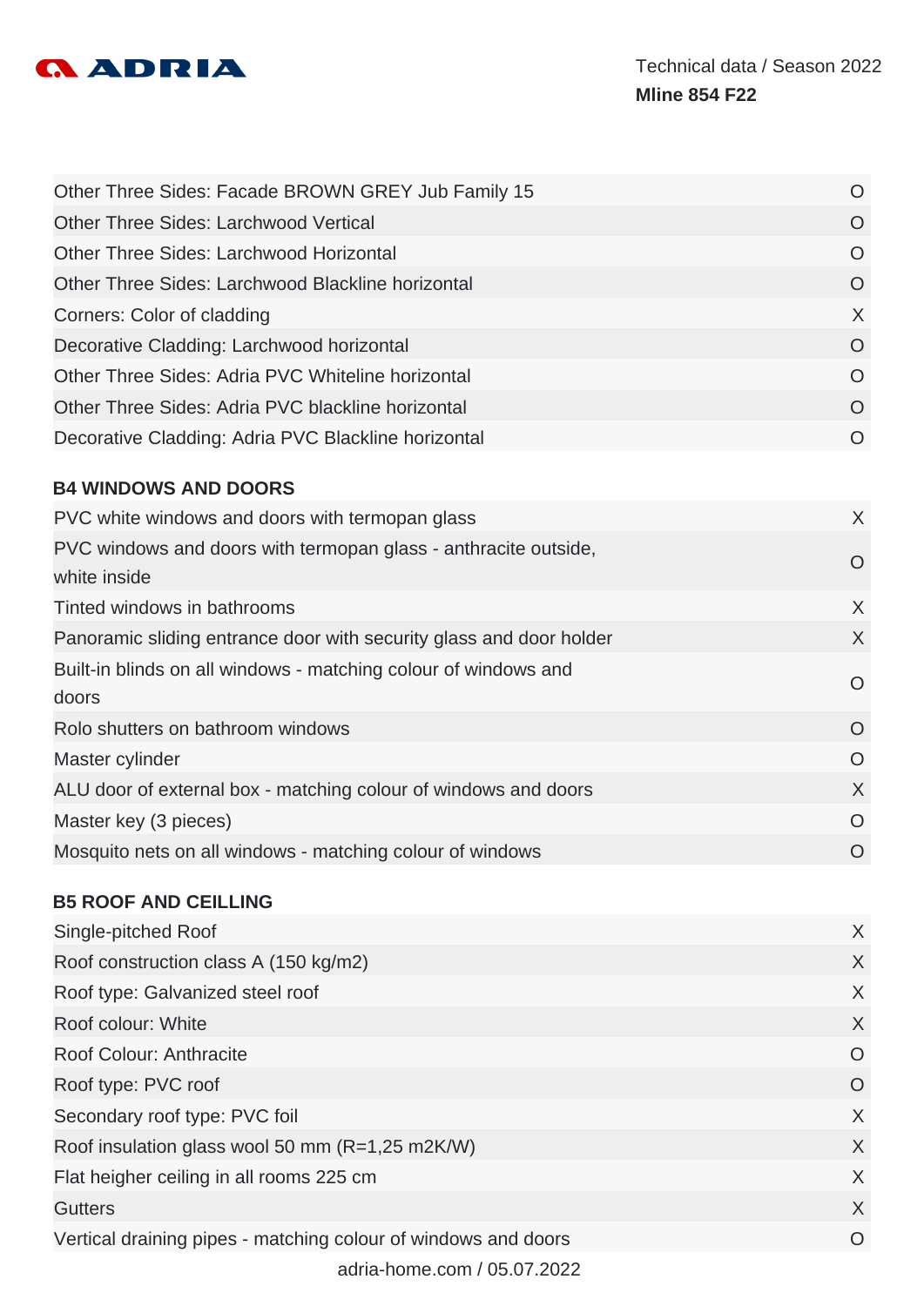| | |
|---|---|
| Other Three Sides: Facade BROWN GREY Jub Family 15 | O |
| Other Three Sides: Larchwood Vertical | O |
| Other Three Sides: Larchwood Horizontal | O |
| Other Three Sides: Larchwood Blackline horizontal | O |
| Corners: Color of cladding | X |
| Decorative Cladding: Larchwood horizontal | O |
| Other Three Sides: Adria PVC Whiteline horizontal | O |
| Other Three Sides: Adria PVC blackline horizontal | O |
| Decorative Cladding: Adria PVC Blackline horizontal | O |

### B4 WINDOWS AND DOORS

| | |
|---|---|
| PVC white windows and doors with termopan glass | X |
| PVC windows and doors with termopan glass - anthracite outside, white inside | O |
| Tinted windows in bathrooms | X |
| Panoramic sliding entrance door with security glass and door holder | X |
| Built-in blinds on all windows - matching colour of windows and doors | O |
| Rolo shutters on bathroom windows | O |
| Master cylinder | O |
| ALU door of external box - matching colour of windows and doors | X |
| Master key (3 pieces) | O |
| Mosquito nets on all windows - matching colour of windows | O |

### B5 ROOF AND CEILLING

| | |
|---|---|
| Single-pitched Roof | X |
| Roof construction class A (150 kg/m2) | X |
| Roof type: Galvanized steel roof | X |
| Roof colour: White | X |
| Roof Colour: Anthracite | O |
| Roof type: PVC roof | O |
| Secondary roof type: PVC foil | X |
| Roof insulation glass wool 50 mm (R=1,25 m2K/W) | X |
| Flat heigher ceiling in all rooms 225 cm | X |
| Gutters | X |
| Vertical draining pipes - matching colour of windows and doors | O |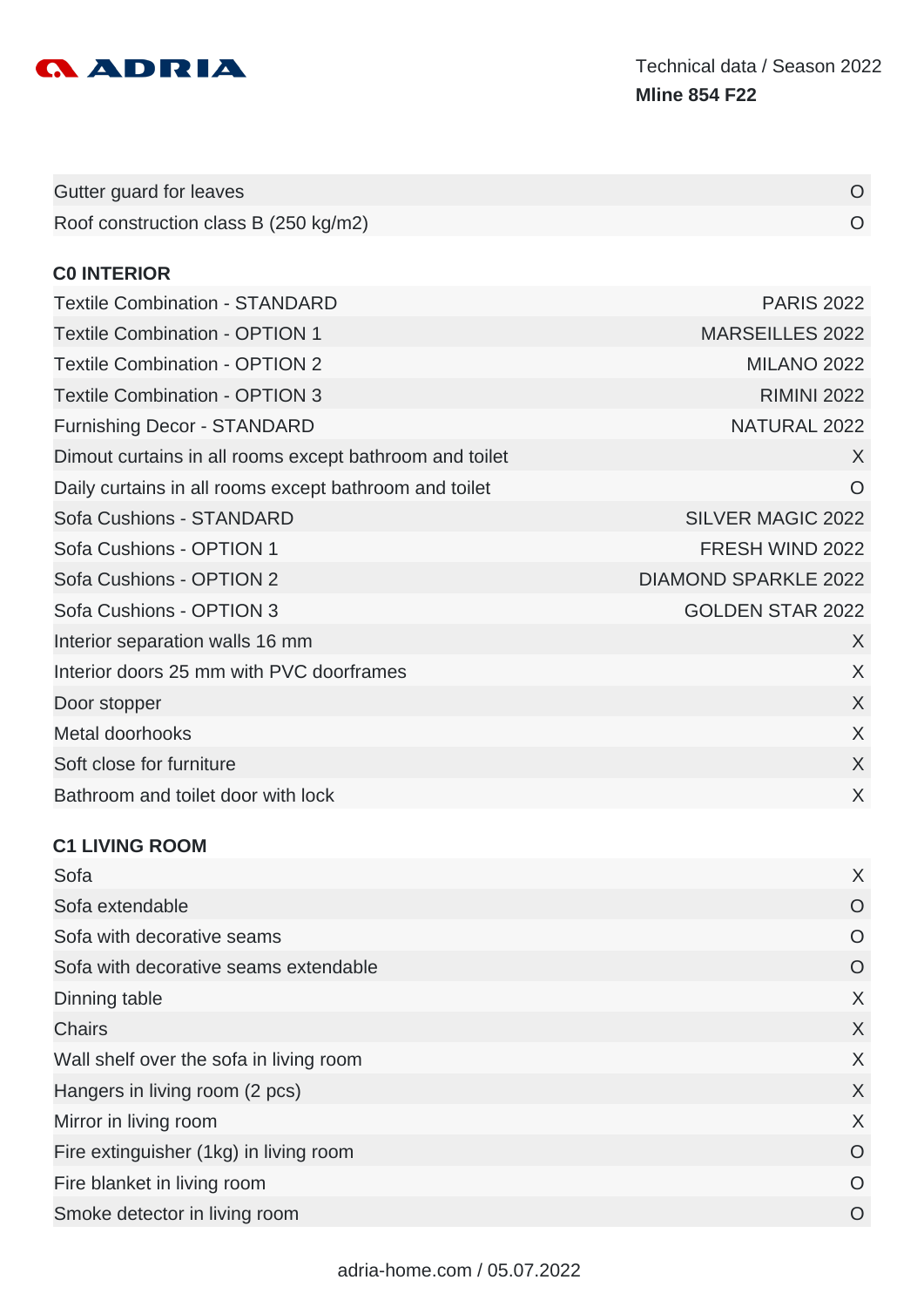| | |
|---|---|
| Gutter guard for leaves | O |
| Roof construction class B (250 kg/m2) | O |

## C0 INTERIOR

| | |
|---|---|
| Textile Combination - STANDARD | PARIS 2022 |
| Textile Combination - OPTION 1 | MARSEILLES 2022 |
| Textile Combination - OPTION 2 | MILANO 2022 |
| Textile Combination - OPTION 3 | RIMINI 2022 |
| Furnishing Decor - STANDARD | NATURAL 2022 |
| Dimout curtains in all rooms except bathroom and toilet | X |
| Daily curtains in all rooms except bathroom and toilet | O |
| Sofa Cushions - STANDARD | SILVER MAGIC 2022 |
| Sofa Cushions - OPTION 1 | FRESH WIND 2022 |
| Sofa Cushions - OPTION 2 | DIAMOND SPARKLE 2022 |
| Sofa Cushions - OPTION 3 | GOLDEN STAR 2022 |
| Interior separation walls 16 mm | X |
| Interior doors 25 mm with PVC doorframes | X |
| Door stopper | X |
| Metal doorhooks | X |
| Soft close for furniture | X |
| Bathroom and toilet door with lock | X |

## C1 LIVING ROOM

| | |
|---|---|
| Sofa | X |
| Sofa extendable | O |
| Sofa with decorative seams | O |
| Sofa with decorative seams extendable | O |
| Dinning table | X |
| Chairs | X |
| Wall shelf over the sofa in living room | X |
| Hangers in living room (2 pcs) | X |
| Mirror in living room | X |
| Fire extinguisher (1kg) in living room | O |
| Fire blanket in living room | O |
| Smoke detector in living room | O |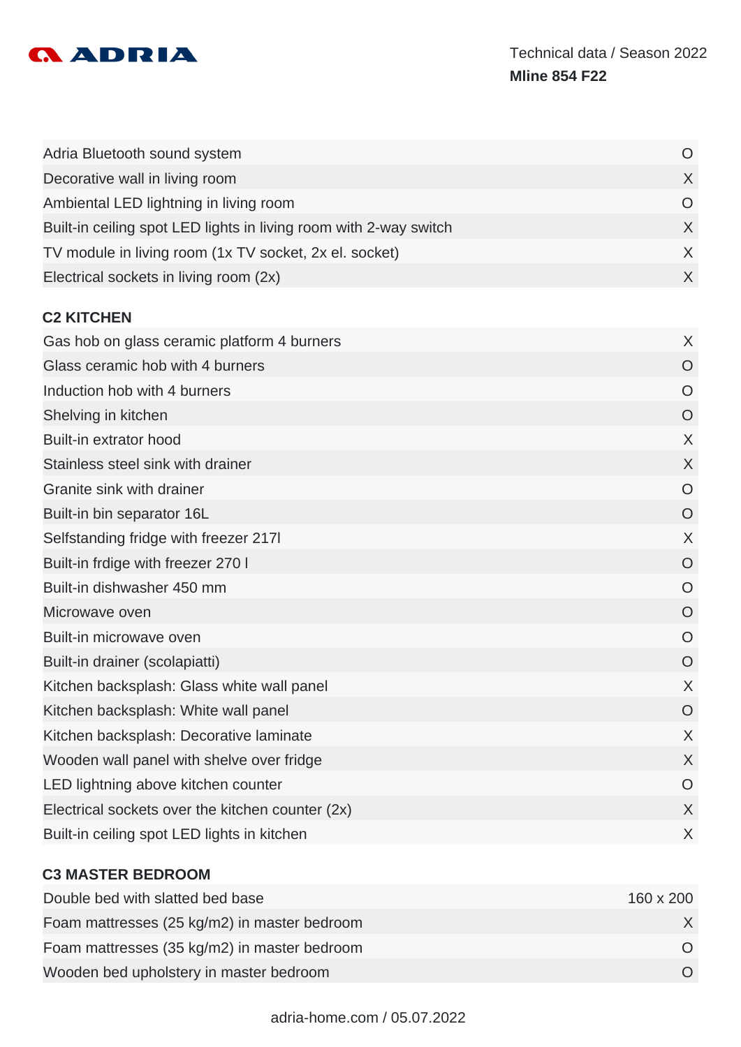| | |
|---|---|
| Adria Bluetooth sound system | O |
| Decorative wall in living room | X |
| Ambiental LED lightning in living room | O |
| Built-in ceiling spot LED lights in living room with 2-way switch | X |
| TV module in living room (1x TV socket, 2x el. socket) | X |
| Electrical sockets in living room (2x) | X |

### C2 KITCHEN

| | |
|---|---|
| Gas hob on glass ceramic platform 4 burners | X |
| Glass ceramic hob with 4 burners | O |
| Induction hob with 4 burners | O |
| Shelving in kitchen | O |
| Built-in extrator hood | X |
| Stainless steel sink with drainer | X |
| Granite sink with drainer | O |
| Built-in bin separator 16L | O |
| Selfstanding fridge with freezer 217l | X |
| Built-in frdige with freezer 270 l | O |
| Built-in dishwasher 450 mm | O |
| Microwave oven | O |
| Built-in microwave oven | O |
| Built-in drainer (scolapiatti) | O |
| Kitchen backsplash: Glass white wall panel | X |
| Kitchen backsplash: White wall panel | O |
| Kitchen backsplash: Decorative laminate | X |
| Wooden wall panel with shelve over fridge | X |
| LED lightning above kitchen counter | O |
| Electrical sockets over the kitchen counter (2x) | X |
| Built-in ceiling spot LED lights in kitchen | X |

### C3 MASTER BEDROOM

| | |
|---|---|
| Double bed with slatted bed base | 160 x 200 |
| Foam mattresses (25 kg/m2) in master bedroom | X |
| Foam mattresses (35 kg/m2) in master bedroom | O |
| Wooden bed upholstery in master bedroom | O |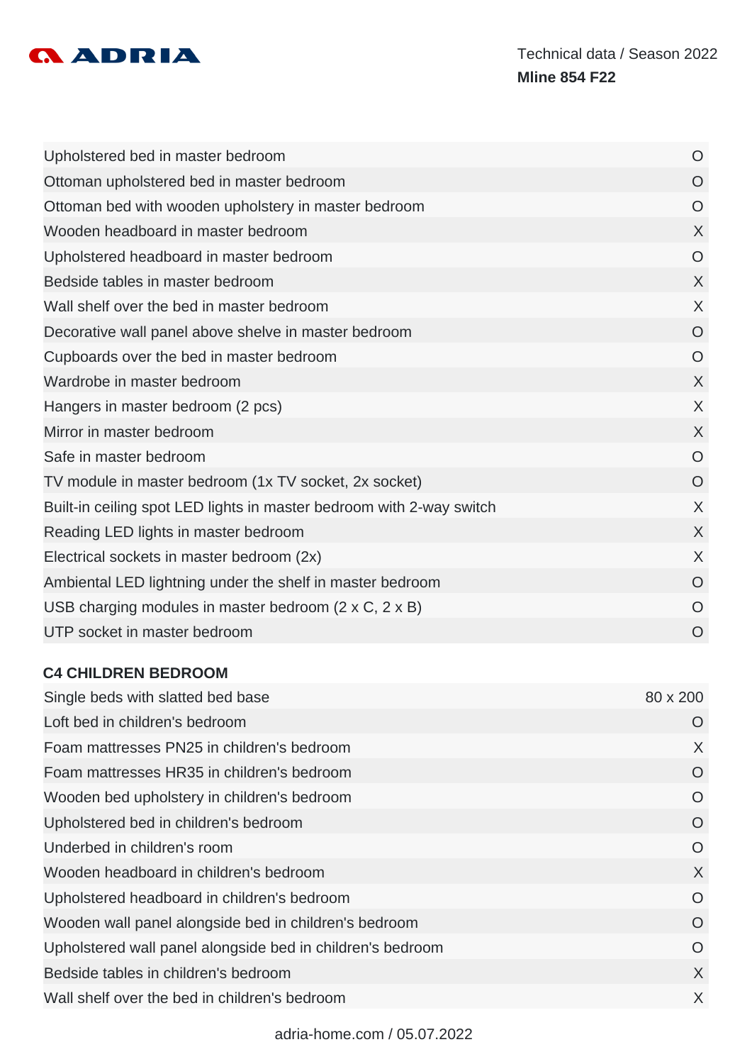| | |
|---|---|
| Upholstered bed in master bedroom | O |
| Ottoman upholstered bed in master bedroom | O |
| Ottoman bed with wooden upholstery in master bedroom | O |
| Wooden headboard in master bedroom | X |
| Upholstered headboard in master bedroom | O |
| Bedside tables in master bedroom | X |
| Wall shelf over the bed in master bedroom | X |
| Decorative wall panel above shelve in master bedroom | O |
| Cupboards over the bed in master bedroom | O |
| Wardrobe in master bedroom | X |
| Hangers in master bedroom (2 pcs) | X |
| Mirror in master bedroom | X |
| Safe in master bedroom | O |
| TV module in master bedroom (1x TV socket, 2x socket) | O |
| Built-in ceiling spot LED lights in master bedroom with 2-way switch | X |
| Reading LED lights in master bedroom | X |
| Electrical sockets in master bedroom (2x) | X |
| Ambiental LED lightning under the shelf in master bedroom | O |
| USB charging modules in master bedroom (2 x C, 2 x B) | O |
| UTP socket in master bedroom | O |

**C4 CHILDREN BEDROOM**

| | |
|---|---|
| Single beds with slatted bed base | 80 x 200 |
| Loft bed in children's bedroom | O |
| Foam mattresses PN25 in children's bedroom | X |
| Foam mattresses HR35 in children's bedroom | O |
| Wooden bed upholstery in children's bedroom | O |
| Upholstered bed in children's bedroom | O |
| Underbed in children's room | O |
| Wooden headboard in children's bedroom | X |
| Upholstered headboard in children's bedroom | O |
| Wooden wall panel alongside bed in children's bedroom | O |
| Upholstered wall panel alongside bed in children's bedroom | O |
| Bedside tables in children's bedroom | X |
| Wall shelf over the bed in children's bedroom | X |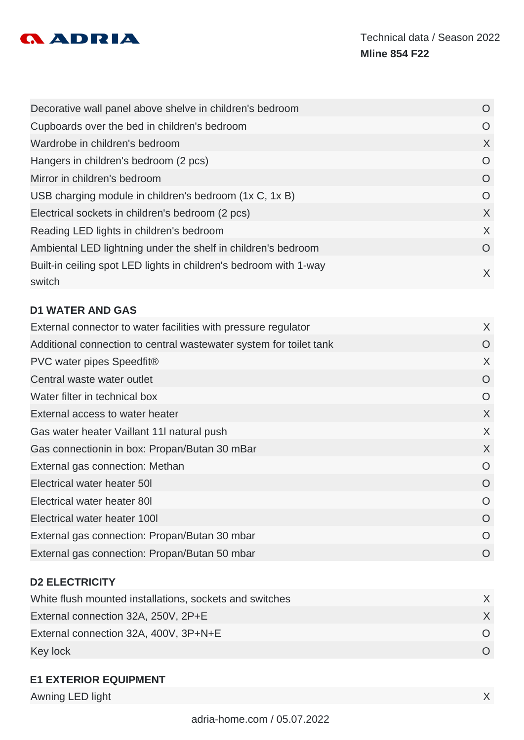| | |
|---|---|
| Decorative wall panel above shelve in children's bedroom | O |
| Cupboards over the bed in children's bedroom | O |
| Wardrobe in children's bedroom | X |
| Hangers in children's bedroom (2 pcs) | O |
| Mirror in children's bedroom | O |
| USB charging module in children's bedroom (1x C, 1x B) | O |
| Electrical sockets in children's bedroom (2 pcs) | X |
| Reading LED lights in children's bedroom | X |
| Ambiental LED lightning under the shelf in children's bedroom | O |
| Built-in ceiling spot LED lights in children's bedroom with 1-way switch | X |

### D1 WATER AND GAS

| | |
|---|---|
| External connector to water facilities with pressure regulator | X |
| Additional connection to central wastewater system for toilet tank | O |
| PVC water pipes Speedfit® | X |
| Central waste water outlet | O |
| Water filter in technical box | O |
| External access to water heater | X |
| Gas water heater Vaillant 11l natural push | X |
| Gas connectionin in box: Propan/Butan 30 mBar | X |
| External gas connection: Methan | O |
| Electrical water heater 50l | O |
| Electrical water heater 80l | O |
| Electrical water heater 100l | O |
| External gas connection: Propan/Butan 30 mbar | O |
| External gas connection: Propan/Butan 50 mbar | O |

### D2 ELECTRICITY

| | |
|---|---|
| White flush mounted installations, sockets and switches | X |
| External connection 32A, 250V, 2P+E | X |
| External connection 32A, 400V, 3P+N+E | O |
| Key lock | O |

### E1 EXTERIOR EQUIPMENT

| | |
|---|---|
| Awning LED light | X |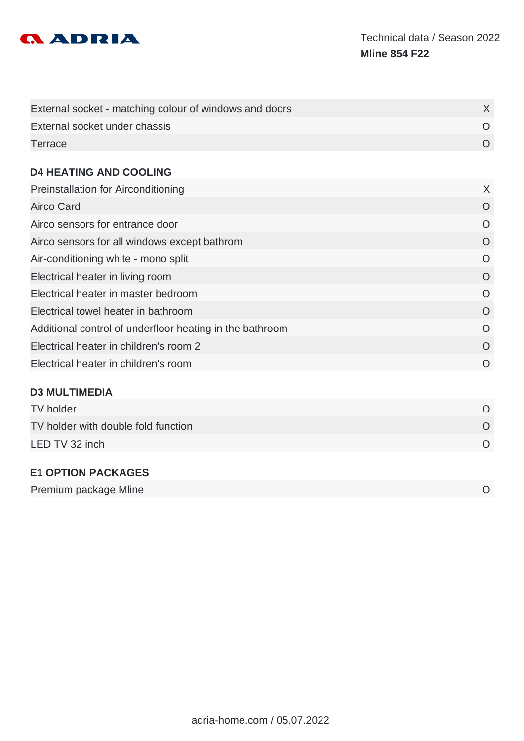| | |
|---|---|
| External socket - matching colour of windows and doors | X |
| External socket under chassis | O |
| Terrace | O |

### D4 HEATING AND COOLING

| | |
|---|---|
| Preinstallation for Airconditioning | X |
| Airco Card | O |
| Airco sensors for entrance door | O |
| Airco sensors for all windows except bathrom | O |
| Air-conditioning white - mono split | O |
| Electrical heater in living room | O |
| Electrical heater in master bedroom | O |
| Electrical towel heater in bathroom | O |
| Additional control of underfloor heating in the bathroom | O |
| Electrical heater in children's room 2 | O |
| Electrical heater in children's room | O |

### D3 MULTIMEDIA

| | |
|---|---|
| TV holder | O |
| TV holder with double fold function | O |
| LED TV 32 inch | O |

### E1 OPTION PACKAGES

| | |
|---|---|
| Premium package Mline | O |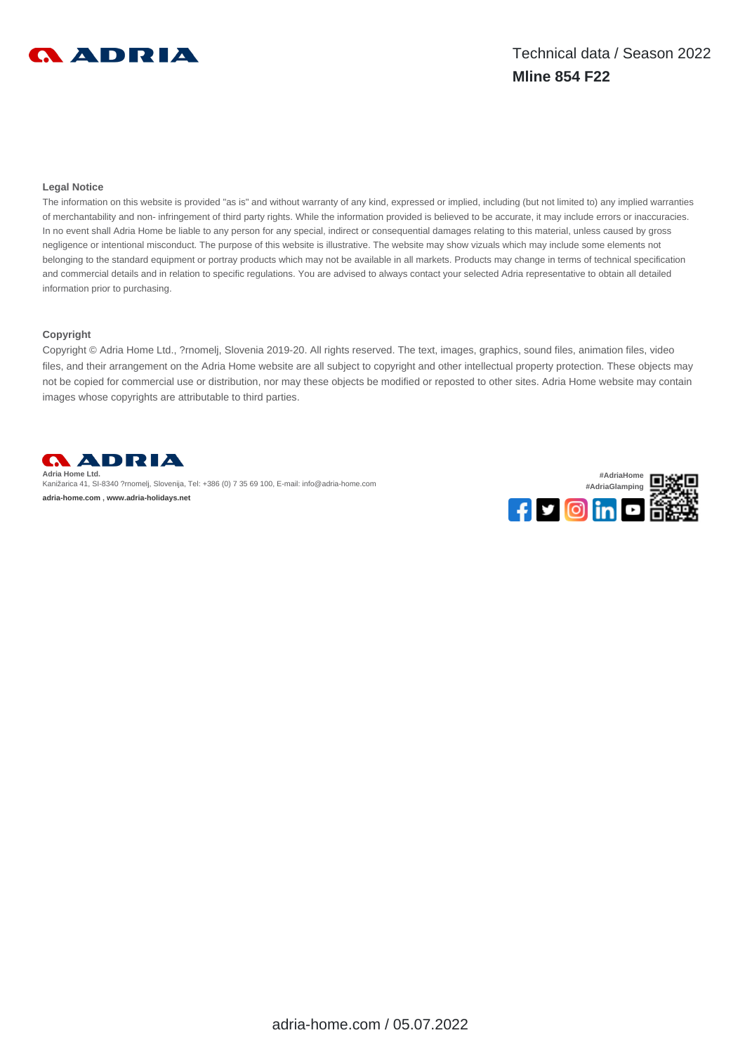### Legal Notice

The information on this website is provided "as is" and without warranty of any kind, expressed or implied, including (but not limited to) any implied warranties of merchantability and non- infringement of third party rights. While the information provided is believed to be accurate, it may include errors or inaccuracies. In no event shall Adria Home be liable to any person for any special, indirect or consequential damages relating to this material, unless caused by gross negligence or intentional misconduct. The purpose of this website is illustrative. The website may show vizuals which may include some elements not belonging to the standard equipment or portray products which may not be available in all markets. Products may change in terms of technical specification and commercial details and in relation to specific regulations. You are advised to always contact your selected Adria representative to obtain all detailed information prior to purchasing.

### Copyright

Copyright © Adria Home Ltd., ?rnomelj, Slovenia 2019-20. All rights reserved. The text, images, graphics, sound files, animation files, video files, and their arrangement on the Adria Home website are all subject to copyright and other intellectual property protection. These objects may not be copied for commercial use or distribution, nor may these objects be modified or reposted to other sites. Adria Home website may contain images whose copyrights are attributable to third parties.

**Adria Home Ltd.**
Kanižarica 41, SI-8340 ?rnomelj, Slovenija, Tel: +386 (0) 7 35 69 100, E-mail: info@adria-home.com
**adria-home.com , www.adria-holidays.net**

**#AdriaHome**
**#AdriaGlamping**